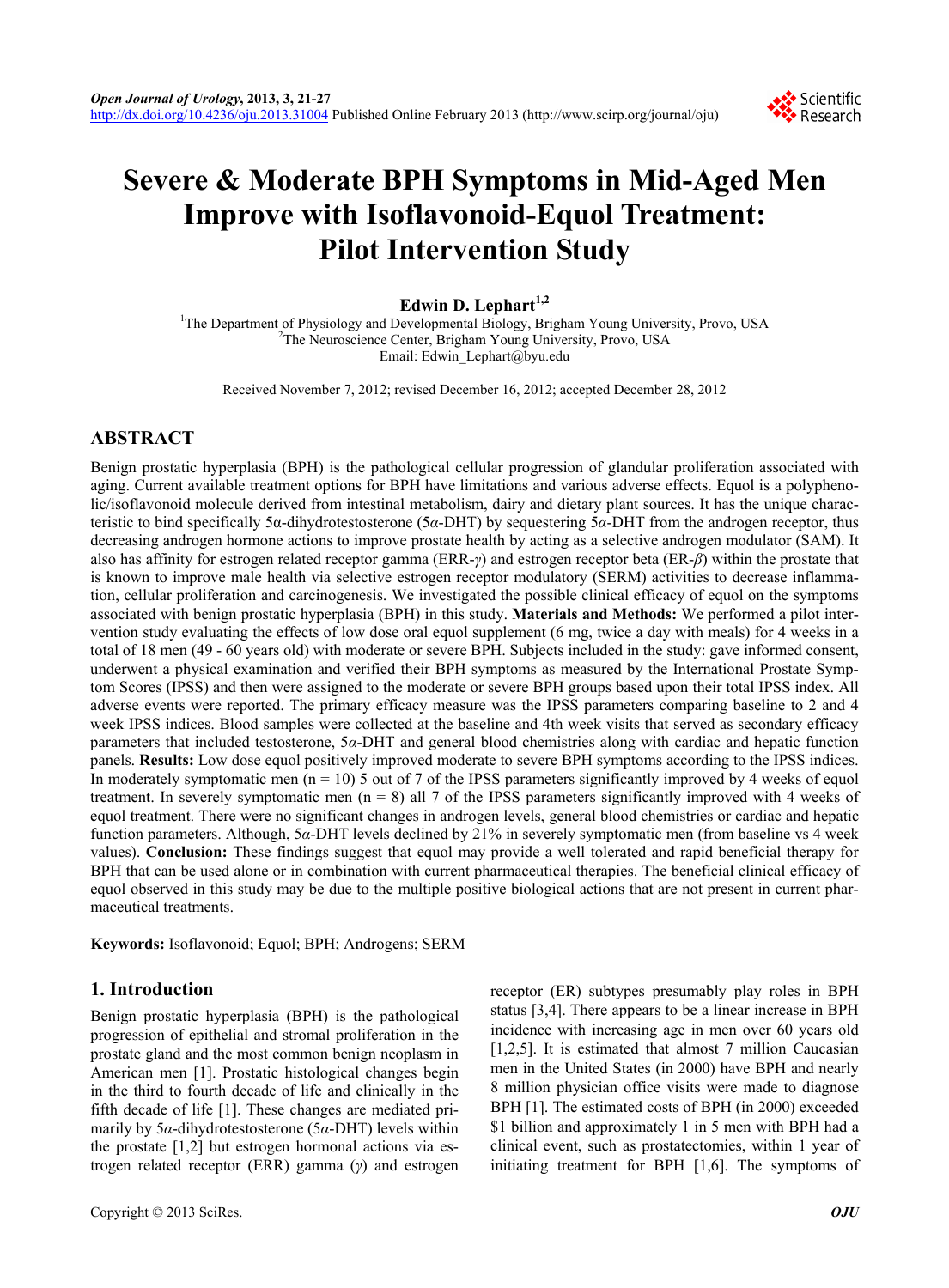# Severe & Moderate BPH Symptoms in Mid-Aged Men Improve with Isoflavonoid-Equol Treatment: Pilot Intervention Study

**Edwin D. Lephart[1,2]**

[1]The Department of Physiology and Developmental Biology, Brigham Young University, Provo, USA
[2]The Neuroscience Center, Brigham Young University, Provo, USA
Email: Edwin_Lephart@byu.edu

Received November 7, 2012; revised December 16, 2012; accepted December 28, 2012

## ABSTRACT

Benign prostatic hyperplasia (BPH) is the pathological cellular progression of glandular proliferation associated with aging. Current available treatment options for BPH have limitations and various adverse effects. Equol is a polyphenolic/isoflavonoid molecule derived from intestinal metabolism, dairy and dietary plant sources. It has the unique characteristic to bind specifically 5*α*-dihydrotestosterone (5*α*-DHT) by sequestering 5*α*-DHT from the androgen receptor, thus decreasing androgen hormone actions to improve prostate health by acting as a selective androgen modulator (SAM). It also has affinity for estrogen related receptor gamma (ERR-*γ*) and estrogen receptor beta (ER-*β*) within the prostate that is known to improve male health via selective estrogen receptor modulatory (SERM) activities to decrease inflammation, cellular proliferation and carcinogenesis. We investigated the possible clinical efficacy of equol on the symptoms associated with benign prostatic hyperplasia (BPH) in this study. **Materials and Methods:** We performed a pilot intervention study evaluating the effects of low dose oral equol supplement (6 mg, twice a day with meals) for 4 weeks in a total of 18 men (49 - 60 years old) with moderate or severe BPH. Subjects included in the study: gave informed consent, underwent a physical examination and verified their BPH symptoms as measured by the International Prostate Symptom Scores (IPSS) and then were assigned to the moderate or severe BPH groups based upon their total IPSS index. All adverse events were reported. The primary efficacy measure was the IPSS parameters comparing baseline to 2 and 4 week IPSS indices. Blood samples were collected at the baseline and 4th week visits that served as secondary efficacy parameters that included testosterone, 5*α*-DHT and general blood chemistries along with cardiac and hepatic function panels. **Results:** Low dose equol positively improved moderate to severe BPH symptoms according to the IPSS indices. In moderately symptomatic men (n = 10) 5 out of 7 of the IPSS parameters significantly improved by 4 weeks of equol treatment. In severely symptomatic men (n = 8) all 7 of the IPSS parameters significantly improved with 4 weeks of equol treatment. There were no significant changes in androgen levels, general blood chemistries or cardiac and hepatic function parameters. Although, 5*α*-DHT levels declined by 21% in severely symptomatic men (from baseline vs 4 week values). **Conclusion:** These findings suggest that equol may provide a well tolerated and rapid beneficial therapy for BPH that can be used alone or in combination with current pharmaceutical therapies. The beneficial clinical efficacy of equol observed in this study may be due to the multiple positive biological actions that are not present in current pharmaceutical treatments.

**Keywords:** Isoflavonoid; Equol; BPH; Androgens; SERM

## 1. Introduction

Benign prostatic hyperplasia (BPH) is the pathological progression of epithelial and stromal proliferation in the prostate gland and the most common benign neoplasm in American men [1]. Prostatic histological changes begin in the third to fourth decade of life and clinically in the fifth decade of life [1]. These changes are mediated primarily by 5*α*-dihydrotestosterone (5*α*-DHT) levels within the prostate [1,2] but estrogen hormonal actions via estrogen related receptor (ERR) gamma (*γ*) and estrogen receptor (ER) subtypes presumably play roles in BPH status [3,4]. There appears to be a linear increase in BPH incidence with increasing age in men over 60 years old [1,2,5]. It is estimated that almost 7 million Caucasian men in the United States (in 2000) have BPH and nearly 8 million physician office visits were made to diagnose BPH [1]. The estimated costs of BPH (in 2000) exceeded \$1 billion and approximately 1 in 5 men with BPH had a clinical event, such as prostatectomies, within 1 year of initiating treatment for BPH [1,6]. The symptoms of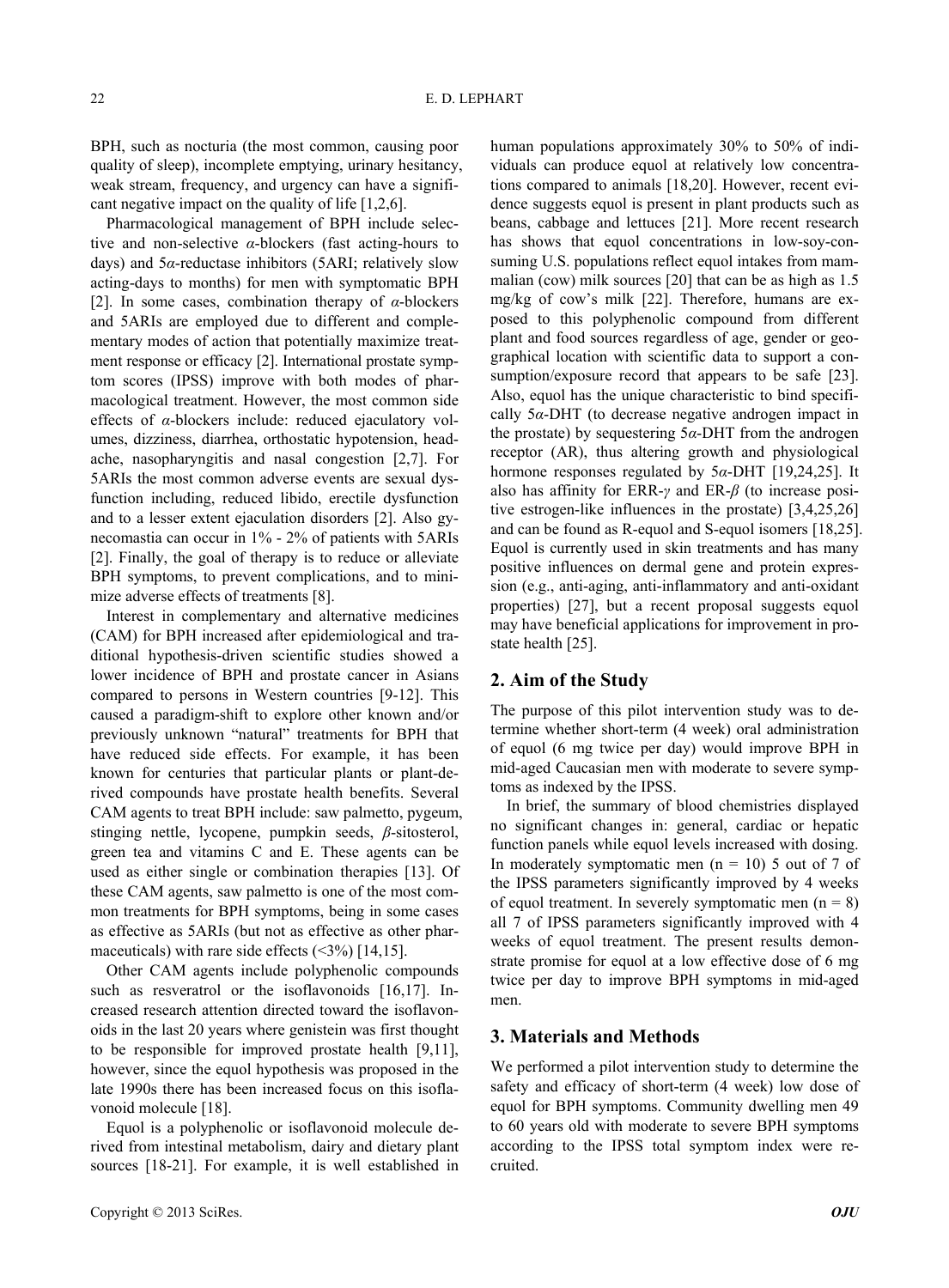BPH, such as nocturia (the most common, causing poor quality of sleep), incomplete emptying, urinary hesitancy, weak stream, frequency, and urgency can have a significant negative impact on the quality of life [1,2,6].

Pharmacological management of BPH include selective and non-selective $\alpha$-blockers (fast acting-hours to days) and $5\alpha$-reductase inhibitors (5ARI; relatively slow acting-days to months) for men with symptomatic BPH [2]. In some cases, combination therapy of $\alpha$-blockers and 5ARIs are employed due to different and complementary modes of action that potentially maximize treatment response or efficacy [2]. International prostate symptom scores (IPSS) improve with both modes of pharmacological treatment. However, the most common side effects of $\alpha$-blockers include: reduced ejaculatory volumes, dizziness, diarrhea, orthostatic hypotension, headache, nasopharyngitis and nasal congestion [2,7]. For 5ARIs the most common adverse events are sexual dysfunction including, reduced libido, erectile dysfunction and to a lesser extent ejaculation disorders [2]. Also gynecomastia can occur in 1% - 2% of patients with 5ARIs [2]. Finally, the goal of therapy is to reduce or alleviate BPH symptoms, to prevent complications, and to minimize adverse effects of treatments [8].

Interest in complementary and alternative medicines (CAM) for BPH increased after epidemiological and traditional hypothesis-driven scientific studies showed a lower incidence of BPH and prostate cancer in Asians compared to persons in Western countries [9-12]. This caused a paradigm-shift to explore other known and/or previously unknown "natural" treatments for BPH that have reduced side effects. For example, it has been known for centuries that particular plants or plant-derived compounds have prostate health benefits. Several CAM agents to treat BPH include: saw palmetto, pygeum, stinging nettle, lycopene, pumpkin seeds, $\beta$-sitosterol, green tea and vitamins C and E. These agents can be used as either single or combination therapies [13]. Of these CAM agents, saw palmetto is one of the most common treatments for BPH symptoms, being in some cases as effective as 5ARIs (but not as effective as other pharmaceuticals) with rare side effects (<3%) [14,15].

Other CAM agents include polyphenolic compounds such as resveratrol or the isoflavonoids [16,17]. Increased research attention directed toward the isoflavonoids in the last 20 years where genistein was first thought to be responsible for improved prostate health [9,11], however, since the equol hypothesis was proposed in the late 1990s there has been increased focus on this isoflavonoid molecule [18].

Equol is a polyphenolic or isoflavonoid molecule derived from intestinal metabolism, dairy and dietary plant sources [18-21]. For example, it is well established in human populations approximately 30% to 50% of individuals can produce equol at relatively low concentrations compared to animals [18,20]. However, recent evidence suggests equol is present in plant products such as beans, cabbage and lettuces [21]. More recent research has shows that equol concentrations in low-soy-consuming U.S. populations reflect equol intakes from mammalian (cow) milk sources [20] that can be as high as 1.5 mg/kg of cow's milk [22]. Therefore, humans are exposed to this polyphenolic compound from different plant and food sources regardless of age, gender or geographical location with scientific data to support a consumption/exposure record that appears to be safe [23]. Also, equol has the unique characteristic to bind specifically $5\alpha$-DHT (to decrease negative androgen impact in the prostate) by sequestering $5\alpha$-DHT from the androgen receptor (AR), thus altering growth and physiological hormone responses regulated by $5\alpha$-DHT [19,24,25]. It also has affinity for ERR-$\gamma$ and ER-$\beta$ (to increase positive estrogen-like influences in the prostate) [3,4,25,26] and can be found as R-equol and S-equol isomers [18,25]. Equol is currently used in skin treatments and has many positive influences on dermal gene and protein expression (e.g., anti-aging, anti-inflammatory and anti-oxidant properties) [27], but a recent proposal suggests equol may have beneficial applications for improvement in prostate health [25].

## 2. Aim of the Study

The purpose of this pilot intervention study was to determine whether short-term (4 week) oral administration of equol (6 mg twice per day) would improve BPH in mid-aged Caucasian men with moderate to severe symptoms as indexed by the IPSS.

In brief, the summary of blood chemistries displayed no significant changes in: general, cardiac or hepatic function panels while equol levels increased with dosing. In moderately symptomatic men (n = 10) 5 out of 7 of the IPSS parameters significantly improved by 4 weeks of equol treatment. In severely symptomatic men (n = 8) all 7 of IPSS parameters significantly improved with 4 weeks of equol treatment. The present results demonstrate promise for equol at a low effective dose of 6 mg twice per day to improve BPH symptoms in mid-aged men.

## 3. Materials and Methods

We performed a pilot intervention study to determine the safety and efficacy of short-term (4 week) low dose of equol for BPH symptoms. Community dwelling men 49 to 60 years old with moderate to severe BPH symptoms according to the IPSS total symptom index were recruited.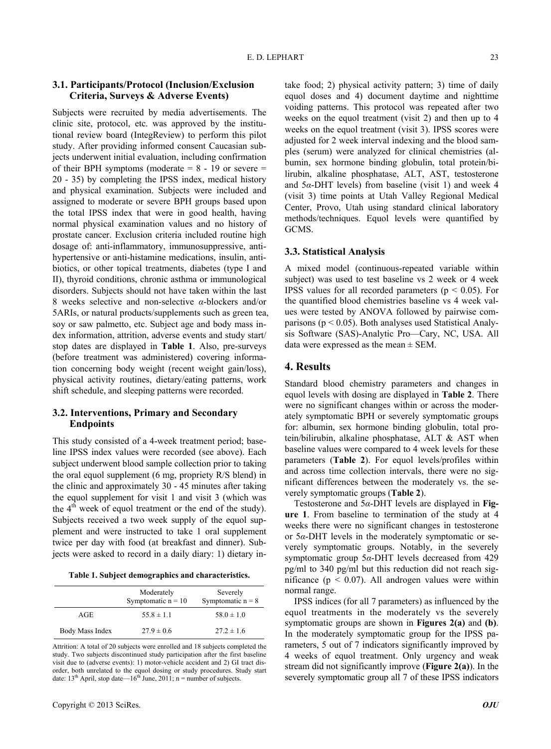### 3.1. Participants/Protocol (Inclusion/Exclusion Criteria, Surveys & Adverse Events)

Subjects were recruited by media advertisements. The clinic site, protocol, etc. was approved by the institutional review board (IntegReview) to perform this pilot study. After providing informed consent Caucasian subjects underwent initial evaluation, including confirmation of their BPH symptoms (moderate = 8 - 19 or severe = 20 - 35) by completing the IPSS index, medical history and physical examination. Subjects were included and assigned to moderate or severe BPH groups based upon the total IPSS index that were in good health, having normal physical examination values and no history of prostate cancer. Exclusion criteria included routine high dosage of: anti-inflammatory, immunosuppressive, antihypertensive or anti-histamine medications, insulin, antibiotics, or other topical treatments, diabetes (type I and II), thyroid conditions, chronic asthma or immunological disorders. Subjects should not have taken within the last 8 weeks selective and non-selective $\alpha$-blockers and/or 5ARIs, or natural products/supplements such as green tea, soy or saw palmetto, etc. Subject age and body mass index information, attrition, adverse events and study start/stop dates are displayed in **Table 1**. Also, pre-surveys (before treatment was administered) covering information concerning body weight (recent weight gain/loss), physical activity routines, dietary/eating patterns, work shift schedule, and sleeping patterns were recorded.

### 3.2. Interventions, Primary and Secondary Endpoints

This study consisted of a 4-week treatment period; baseline IPSS index values were recorded (see above). Each subject underwent blood sample collection prior to taking the oral equol supplement (6 mg, propriety R/S blend) in the clinic and approximately 30 - 45 minutes after taking the equol supplement for visit 1 and visit 3 (which was the 4th week of equol treatment or the end of the study). Subjects received a two week supply of the equol supplement and were instructed to take 1 oral supplement twice per day with food (at breakfast and dinner). Subjects were asked to record in a daily diary: 1) dietary intake food; 2) physical activity pattern; 3) time of daily equol doses and 4) document daytime and nighttime voiding patterns. This protocol was repeated after two weeks on the equol treatment (visit 2) and then up to 4 weeks on the equol treatment (visit 3). IPSS scores were adjusted for 2 week interval indexing and the blood samples (serum) were analyzed for clinical chemistries (albumin, sex hormone binding globulin, total protein/bilirubin, alkaline phosphatase, ALT, AST, testosterone and 5$\alpha$-DHT levels) from baseline (visit 1) and week 4 (visit 3) time points at Utah Valley Regional Medical Center, Provo, Utah using standard clinical laboratory methods/techniques. Equol levels were quantified by GCMS.

**Table 1. Subject demographics and characteristics.**

| | Moderately Symptomatic n = 10 | Severely Symptomatic n = 8 |
|---|---|---|
| AGE | 55.8 ± 1.1 | 58.0 ± 1.0 |
| Body Mass Index | 27.9 ± 0.6 | 27.2 ± 1.6 |

Attrition: A total of 20 subjects were enrolled and 18 subjects completed the study. Two subjects discontinued study participation after the first baseline visit due to (adverse events): 1) motor-vehicle accident and 2) GI tract disorder, both unrelated to the equol dosing or study procedures. Study start date: 13th April, stop date—16th June, 2011; n = number of subjects.

### 3.3. Statistical Analysis

A mixed model (continuous-repeated variable within subject) was used to test baseline vs 2 week or 4 week IPSS values for all recorded parameters ($p < 0.05$). For the quantified blood chemistries baseline vs 4 week values were tested by ANOVA followed by pairwise comparisons ($p < 0.05$). Both analyses used Statistical Analysis Software (SAS)-Analytic Pro—Cary, NC, USA. All data were expressed as the mean ± SEM.

## 4. Results

Standard blood chemistry parameters and changes in equol levels with dosing are displayed in **Table 2**. There were no significant changes within or across the moderately symptomatic BPH or severely symptomatic groups for: albumin, sex hormone binding globulin, total protein/bilirubin, alkaline phosphatase, ALT & AST when baseline values were compared to 4 week levels for these parameters (**Table 2**). For equol levels/profiles within and across time collection intervals, there were no significant differences between the moderately vs. the severely symptomatic groups (**Table 2**).

Testosterone and 5$\alpha$-DHT levels are displayed in **Figure 1**. From baseline to termination of the study at 4 weeks there were no significant changes in testosterone or 5$\alpha$-DHT levels in the moderately symptomatic or severely symptomatic groups. Notably, in the severely symptomatic group 5$\alpha$-DHT levels decreased from 429 pg/ml to 340 pg/ml but this reduction did not reach significance ($p < 0.07$). All androgen values were within normal range.

IPSS indices (for all 7 parameters) as influenced by the equol treatments in the moderately vs the severely symptomatic groups are shown in **Figures 2(a)** and **(b)**. In the moderately symptomatic group for the IPSS parameters, 5 out of 7 indicators significantly improved by 4 weeks of equol treatment. Only urgency and weak stream did not significantly improve (**Figure 2(a)**). In the severely symptomatic group all 7 of these IPSS indicators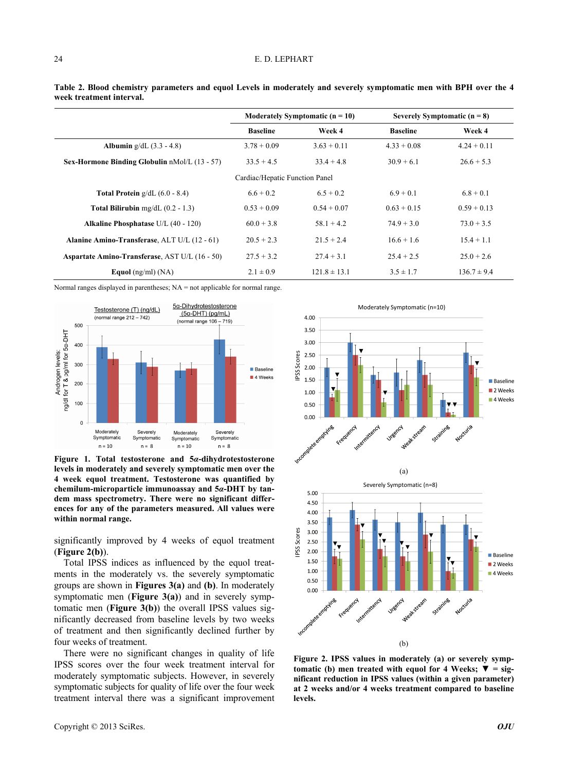**Table 2. Blood chemistry parameters and equol Levels in moderately and severely symptomatic men with BPH over the 4 week treatment interval.**

| | Moderately Symptomatic (n = 10) | | Severely Symptomatic (n = 8) | |
|---|---|---|---|---|
| | Baseline | Week 4 | Baseline | Week 4 |
| **Albumin** g/dL (3.3 - 4.8) | 3.78 + 0.09 | 3.63 + 0.11 | 4.33 + 0.08 | 4.24 + 0.11 |
| **Sex-Hormone Binding Globulin** nMol/L (13 - 57) | 33.5 + 4.5 | 33.4 + 4.8 | 30.9 + 6.1 | 26.6 + 5.3 |
| Cardiac/Hepatic Function Panel | | | | |
| **Total Protein** g/dL (6.0 - 8.4) | 6.6 + 0.2 | 6.5 + 0.2 | 6.9 + 0.1 | 6.8 + 0.1 |
| **Total Bilirubin** mg/dL (0.2 - 1.3) | 0.53 + 0.09 | 0.54 + 0.07 | 0.63 + 0.15 | 0.59 + 0.13 |
| **Alkaline Phosphatase** U/L (40 - 120) | 60.0 + 3.8 | 58.1 + 4.2 | 74.9 + 3.0 | 73.0 + 3.5 |
| **Alanine Amino-Transferase**, ALT U/L (12 - 61) | 20.5 + 2.3 | 21.5 + 2.4 | 16.6 + 1.6 | 15.4 + 1.1 |
| **Aspartate Amino-Transferase**, AST U/L (16 - 50) | 27.5 + 3.2 | 27.4 + 3.1 | 25.4 + 2.5 | 25.0 + 2.6 |
| **Equol** (ng/ml) (NA) | 2.1 ± 0.9 | 121.8 ± 13.1 | 3.5 ± 1.7 | 136.7 ± 9.4 |

Normal ranges displayed in parentheses; NA = not applicable for normal range.

**Figure 1. Total testosterone and 5$\alpha$-dihydrotestosterone levels in moderately and severely symptomatic men over the 4 week equol treatment. Testosterone was quantified by chemilum-microparticle immunoassay and 5$\alpha$-DHT by tandem mass spectrometry. There were no significant differences for any of the parameters measured. All values were within normal range.**

significantly improved by 4 weeks of equol treatment (**Figure 2(b)**).

Total IPSS indices as influenced by the equol treatments in the moderately vs. the severely symptomatic groups are shown in **Figures 3(a)** and **(b)**. In moderately symptomatic men (**Figure 3(a)**) and in severely symptomatic men (**Figure 3(b)**) the overall IPSS values significantly decreased from baseline levels by two weeks of treatment and then significantly declined further by four weeks of treatment.

There were no significant changes in quality of life IPSS scores over the four week treatment interval for moderately symptomatic subjects. However, in severely symptomatic subjects for quality of life over the four week treatment interval there was a significant improvement

**Figure 2. IPSS values in moderately (a) or severely symptomatic (b) men treated with equol for 4 Weeks; ▼ = significant reduction in IPSS values (within a given parameter) at 2 weeks and/or 4 weeks treatment compared to baseline levels.**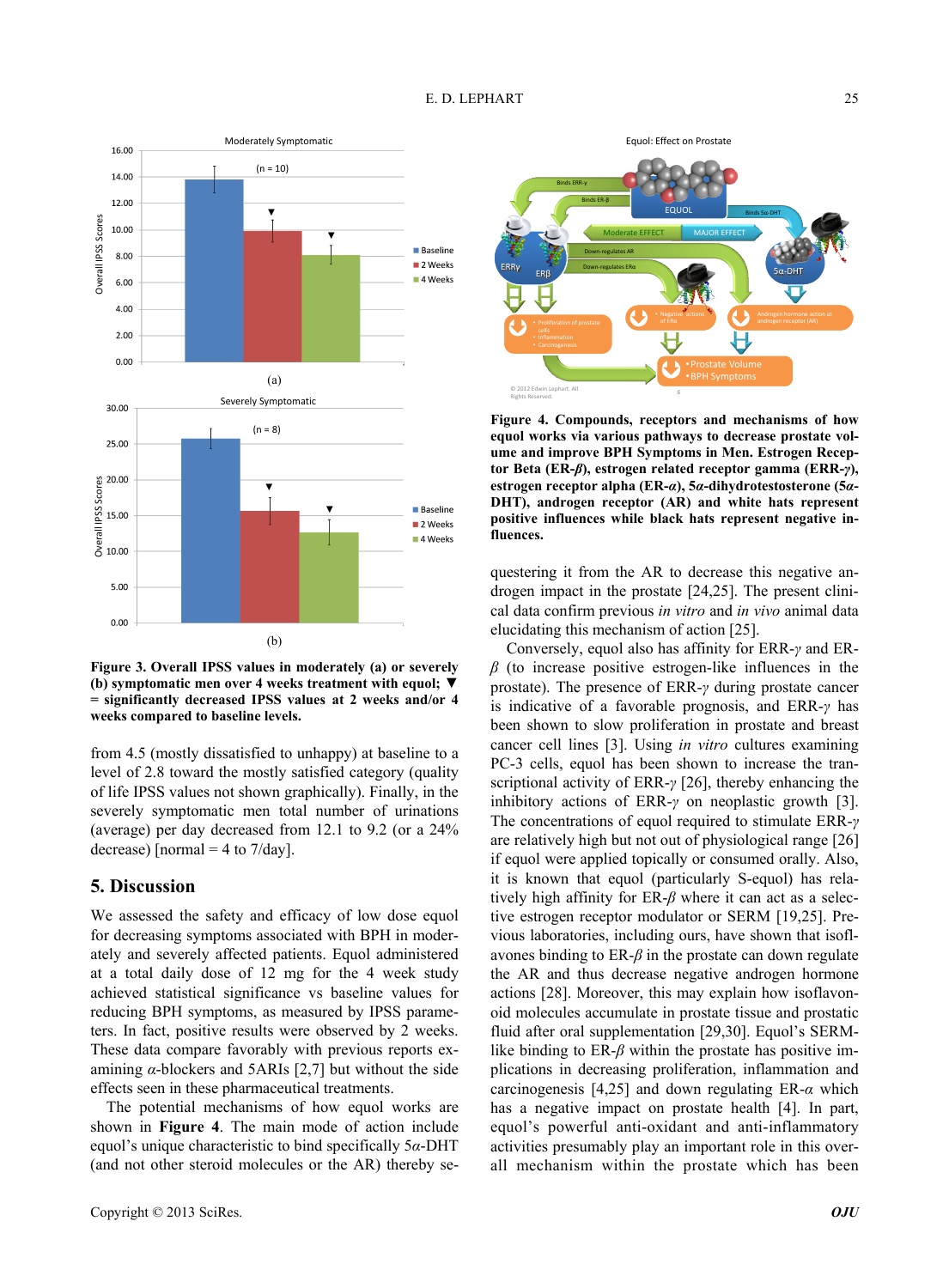Figure 3. Overall IPSS values in moderately (a) or severely (b) symptomatic men over 4 weeks treatment with equol; ▼ = significantly decreased IPSS values at 2 weeks and/or 4 weeks compared to baseline levels.

from 4.5 (mostly dissatisfied to unhappy) at baseline to a level of 2.8 toward the mostly satisfied category (quality of life IPSS values not shown graphically). Finally, in the severely symptomatic men total number of urinations (average) per day decreased from 12.1 to 9.2 (or a 24% decrease) [normal = 4 to 7/day].

## 5. Discussion

We assessed the safety and efficacy of low dose equol for decreasing symptoms associated with BPH in moderately and severely affected patients. Equol administered at a total daily dose of 12 mg for the 4 week study achieved statistical significance vs baseline values for reducing BPH symptoms, as measured by IPSS parameters. In fact, positive results were observed by 2 weeks. These data compare favorably with previous reports examining $\alpha$-blockers and 5ARIs [2,7] but without the side effects seen in these pharmaceutical treatments.

The potential mechanisms of how equol works are shown in **Figure 4**. The main mode of action include equol's unique characteristic to bind specifically 5$\alpha$-DHT (and not other steroid molecules or the AR) thereby sequestering it from the AR to decrease this negative androgen impact in the prostate [24,25]. The present clinical data confirm previous *in vitro* and *in vivo* animal data elucidating this mechanism of action [25].

Figure 4. Compounds, receptors and mechanisms of how equol works via various pathways to decrease prostate volume and improve BPH Symptoms in Men. Estrogen Receptor Beta (ER-$\beta$), estrogen related receptor gamma (ERR-$\gamma$), estrogen receptor alpha (ER-$\alpha$), 5$\alpha$-dihydrotestosterone (5$\alpha$-DHT), androgen receptor (AR) and white hats represent positive influences while black hats represent negative influences.

Conversely, equol also has affinity for ERR-$\gamma$ and ER-$\beta$ (to increase positive estrogen-like influences in the prostate). The presence of ERR-$\gamma$ during prostate cancer is indicative of a favorable prognosis, and ERR-$\gamma$ has been shown to slow proliferation in prostate and breast cancer cell lines [3]. Using *in vitro* cultures examining PC-3 cells, equol has been shown to increase the transcriptional activity of ERR-$\gamma$ [26], thereby enhancing the inhibitory actions of ERR-$\gamma$ on neoplastic growth [3]. The concentrations of equol required to stimulate ERR-$\gamma$ are relatively high but not out of physiological range [26] if equol were applied topically or consumed orally. Also, it is known that equol (particularly S-equol) has relatively high affinity for ER-$\beta$ where it can act as a selective estrogen receptor modulator or SERM [19,25]. Previous laboratories, including ours, have shown that isoflavones binding to ER-$\beta$ in the prostate can down regulate the AR and thus decrease negative androgen hormone actions [28]. Moreover, this may explain how isoflavonoid molecules accumulate in prostate tissue and prostatic fluid after oral supplementation [29,30]. Equol's SERM-like binding to ER-$\beta$ within the prostate has positive implications in decreasing proliferation, inflammation and carcinogenesis [4,25] and down regulating ER-$\alpha$ which has a negative impact on prostate health [4]. In part, equol's powerful anti-oxidant and anti-inflammatory activities presumably play an important role in this overall mechanism within the prostate which has been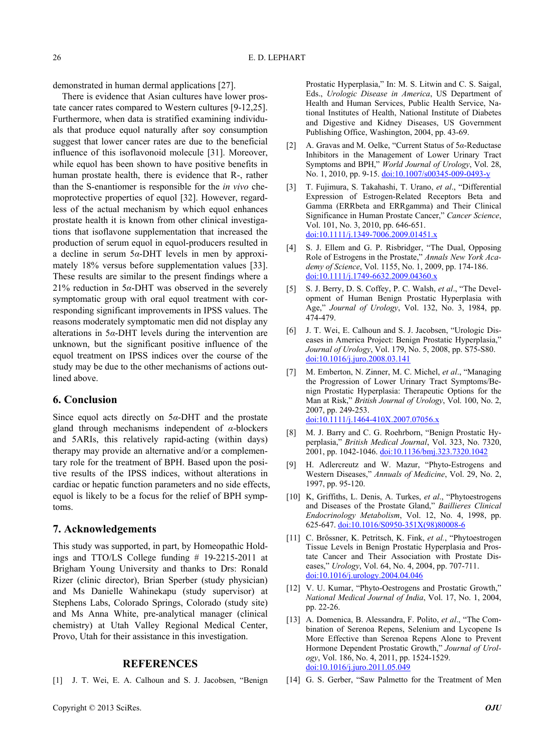demonstrated in human dermal applications [27].

There is evidence that Asian cultures have lower prostate cancer rates compared to Western cultures [9-12,25]. Furthermore, when data is stratified examining individuals that produce equol naturally after soy consumption suggest that lower cancer rates are due to the beneficial influence of this isoflavonoid molecule [31]. Moreover, while equol has been shown to have positive benefits in human prostate health, there is evidence that R-, rather than the S-enantiomer is responsible for the *in vivo* chemoprotective properties of equol [32]. However, regardless of the actual mechanism by which equol enhances prostate health it is known from other clinical investigations that isoflavone supplementation that increased the production of serum equol in equol-producers resulted in a decline in serum 5*α*-DHT levels in men by approximately 18% versus before supplementation values [33]. These results are similar to the present findings where a 21% reduction in 5*α*-DHT was observed in the severely symptomatic group with oral equol treatment with corresponding significant improvements in IPSS values. The reasons moderately symptomatic men did not display any alterations in 5*α*-DHT levels during the intervention are unknown, but the significant positive influence of the equol treatment on IPSS indices over the course of the study may be due to the other mechanisms of actions outlined above.

## 6. Conclusion

Since equol acts directly on 5*α*-DHT and the prostate gland through mechanisms independent of *α*-blockers and 5ARIs, this relatively rapid-acting (within days) therapy may provide an alternative and/or a complementary role for the treatment of BPH. Based upon the positive results of the IPSS indices, without alterations in cardiac or hepatic function parameters and no side effects, equol is likely to be a focus for the relief of BPH symptoms.

## 7. Acknowledgements

This study was supported, in part, by Homeopathic Holdings and TTO/LS College funding # 19-2215-2011 at Brigham Young University and thanks to Drs: Ronald Rizer (clinic director), Brian Sperber (study physician) and Ms Danielle Wahinekapu (study supervisor) at Stephens Labs, Colorado Springs, Colorado (study site) and Ms Anna White, pre-analytical manager (clinical chemistry) at Utah Valley Regional Medical Center, Provo, Utah for their assistance in this investigation.

## REFERENCES

[1] J. T. Wei, E. A. Calhoun and S. J. Jacobsen, "Benign Prostatic Hyperplasia," In: M. S. Litwin and C. S. Saigal, Eds., *Urologic Disease in America*, US Department of Health and Human Services, Public Health Service, National Institutes of Health, National Institute of Diabetes and Digestive and Kidney Diseases, US Government Publishing Office, Washington, 2004, pp. 43-69.

[2] A. Gravas and M. Oelke, "Current Status of 5*α*-Reductase Inhibitors in the Management of Lower Urinary Tract Symptoms and BPH," *World Journal of Urology*, Vol. 28, No. 1, 2010, pp. 9-15. doi:10.1007/s00345-009-0493-y

[3] T. Fujimura, S. Takahashi, T. Urano, *et al*., "Differential Expression of Estrogen-Related Receptors Beta and Gamma (ERRbeta and ERRgamma) and Their Clinical Significance in Human Prostate Cancer," *Cancer Science*, Vol. 101, No. 3, 2010, pp. 646-651. doi:10.1111/j.1349-7006.2009.01451.x

[4] S. J. Ellem and G. P. Risbridger, "The Dual, Opposing Role of Estrogens in the Prostate," *Annals New York Academy of Science*, Vol. 1155, No. 1, 2009, pp. 174-186. doi:10.1111/j.1749-6632.2009.04360.x

[5] S. J. Berry, D. S. Coffey, P. C. Walsh, *et al*., "The Development of Human Benign Prostatic Hyperplasia with Age," *Journal of Urology*, Vol. 132, No. 3, 1984, pp. 474-479.

[6] J. T. Wei, E. Calhoun and S. J. Jacobsen, "Urologic Diseases in America Project: Benign Prostatic Hyperplasia," *Journal of Urology*, Vol. 179, No. 5, 2008, pp. S75-S80. doi:10.1016/j.juro.2008.03.141

[7] M. Emberton, N. Zinner, M. C. Michel, *et al*., "Managing the Progression of Lower Urinary Tract Symptoms/Benign Prostatic Hyperplasia: Therapeutic Options for the Man at Risk," *British Journal of Urology*, Vol. 100, No. 2, 2007, pp. 249-253. doi:10.1111/j.1464-410X.2007.07056.x

[8] M. J. Barry and C. G. Roehrborn, "Benign Prostatic Hyperplasia," *British Medical Journal*, Vol. 323, No. 7320, 2001, pp. 1042-1046. doi:10.1136/bmj.323.7320.1042

[9] H. Adlercreutz and W. Mazur, "Phyto-Estrogens and Western Diseases," *Annuals of Medicine*, Vol. 29, No. 2, 1997, pp. 95-120.

[10] K, Griffiths, L. Denis, A. Turkes, *et al*., "Phytoestrogens and Diseases of the Prostate Gland," *Baillieres Clinical Endocrinology Metabolism*, Vol. 12, No. 4, 1998, pp. 625-647. doi:10.1016/S0950-351X(98)80008-6

[11] C. Brőssner, K. Petritsch, K. Fink, *et al.*, "Phytoestrogen Tissue Levels in Benign Prostatic Hyperplasia and Prostate Cancer and Their Association with Prostate Diseases," *Urology*, Vol. 64, No. 4, 2004, pp. 707-711. doi:10.1016/j.urology.2004.04.046

[12] V. U. Kumar, "Phyto-Oestrogens and Prostatic Growth," *National Medical Journal of India*, Vol. 17, No. 1, 2004, pp. 22-26.

[13] A. Domenica, B. Alessandra, F. Polito, *et al*., "The Combination of Serenoa Repens, Selenium and Lycopene Is More Effective than Serenoa Repens Alone to Prevent Hormone Dependent Prostatic Growth," *Journal of Urology*, Vol. 186, No. 4, 2011, pp. 1524-1529. doi:10.1016/j.juro.2011.05.049

[14] G. S. Gerber, "Saw Palmetto for the Treatment of Men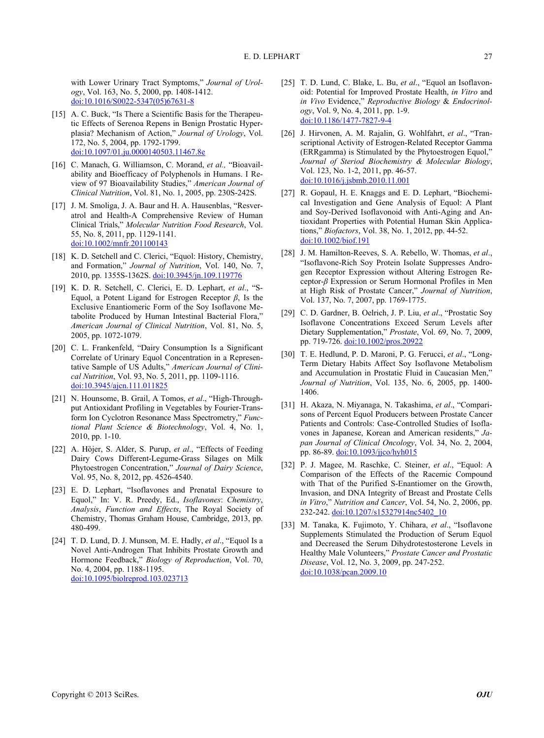with Lower Urinary Tract Symptoms," *Journal of Urology*, Vol. 163, No. 5, 2000, pp. 1408-1412. doi:10.1016/S0022-5347(05)67631-8

[15] A. C. Buck, "Is There a Scientific Basis for the Therapeutic Effects of Serenoa Repens in Benign Prostatic Hyperplasia? Mechanism of Action," *Journal of Urology*, Vol. 172, No. 5, 2004, pp. 1792-1799. doi:10.1097/01.ju.0000140503.11467.8e

[16] C. Manach, G. Williamson, C. Morand, *et al.*, "Bioavailability and Bioefficacy of Polyphenols in Humans. I Review of 97 Bioavailability Studies," *American Journal of Clinical Nutrition*, Vol. 81, No. 1, 2005, pp. 230S-242S.

[17] J. M. Smoliga, J. A. Baur and H. A. Hausenblas, "Resveratrol and Health-A Comprehensive Review of Human Clinical Trials," *Molecular Nutrition Food Research*, Vol. 55, No. 8, 2011, pp. 1129-1141. doi:10.1002/mnfr.201100143

[18] K. D. Setchell and C. Clerici, "Equol: History, Chemistry, and Formation," *Journal of Nutrition*, Vol. 140, No. 7, 2010, pp. 1355S-1362S. doi:10.3945/jn.109.119776

[19] K. D. R. Setchell, C. Clerici, E. D. Lephart, *et al.*, "S-Equol, a Potent Ligand for Estrogen Receptor β, Is the Exclusive Enantiomeric Form of the Soy Isoflavone Metabolite Produced by Human Intestinal Bacterial Flora," *American Journal of Clinical Nutrition*, Vol. 81, No. 5, 2005, pp. 1072-1079.

[20] C. L. Frankenfeld, "Dairy Consumption Is a Significant Correlate of Urinary Equol Concentration in a Representative Sample of US Adults," *American Journal of Clinical Nutrition*, Vol. 93, No. 5, 2011, pp. 1109-1116. doi:10.3945/ajcn.111.011825

[21] N. Hounsome, B. Grail, A Tomos, *et al*., "High-Throughput Antioxidant Profiling in Vegetables by Fourier-Transform Ion Cyclotron Resonance Mass Spectrometry," *Functional Plant Science & Biotechnology*, Vol. 4, No. 1, 2010, pp. 1-10.

[22] A. Höjer, S. Alder, S. Purup, *et al*., "Effects of Feeding Dairy Cows Different-Legume-Grass Silages on Milk Phytoestrogen Concentration," *Journal of Dairy Science*, Vol. 95, No. 8, 2012, pp. 4526-4540.

[23] E. D. Lephart, "Isoflavones and Prenatal Exposure to Equol," In: V. R. Preedy, Ed., *Isoflavones*: *Chemistry*, *Analysis*, *Function and Effects*, The Royal Society of Chemistry, Thomas Graham House, Cambridge, 2013, pp. 480-499.

[24] T. D. Lund, D. J. Munson, M. E. Hadly, *et al*., "Equol Is a Novel Anti-Androgen That Inhibits Prostate Growth and Hormone Feedback," *Biology of Reproduction*, Vol. 70, No. 4, 2004, pp. 1188-1195. doi:10.1095/biolreprod.103.023713

[25] T. D. Lund, C. Blake, L. Bu, *et al*., "Equol an Isoflavonoid: Potential for Improved Prostate Health, *in Vitro* and *in Vivo* Evidence," *Reproductive Biology* & *Endocrinology*, Vol. 9, No. 4, 2011, pp. 1-9. doi:10.1186/1477-7827-9-4

[26] J. Hirvonen, A. M. Rajalin, G. Wohlfahrt, *et al*., "Transcriptional Activity of Estrogen-Related Receptor Gamma (ERRgamma) is Stimulated by the Phytoestrogen Equol," *Journal of Steriod Biochemistry & Molecular Biology*, Vol. 123, No. 1-2, 2011, pp. 46-57. doi:10.1016/j.jsbmb.2010.11.001

[27] R. Gopaul, H. E. Knaggs and E. D. Lephart, "Biochemical Investigation and Gene Analysis of Equol: A Plant and Soy-Derived Isoflavonoid with Anti-Aging and Antioxidant Properties with Potential Human Skin Applications," *Biofactors*, Vol. 38, No. 1, 2012, pp. 44-52. doi:10.1002/biof.191

[28] J. M. Hamilton-Reeves, S. A. Rebello, W. Thomas, *et al*., "Isoflavone-Rich Soy Protein Isolate Suppresses Androgen Receptor Expression without Altering Estrogen Receptor-*β* Expression or Serum Hormonal Profiles in Men at High Risk of Prostate Cancer," *Journal of Nutrition*, Vol. 137, No. 7, 2007, pp. 1769-1775.

[29] C. D. Gardner, B. Oelrich, J. P. Liu, *et al*., "Prostatic Soy Isoflavone Concentrations Exceed Serum Levels after Dietary Supplementation," *Prostate*, Vol. 69, No. 7, 2009, pp. 719-726. doi:10.1002/pros.20922

[30] T. E. Hedlund, P. D. Maroni, P. G. Ferucci, *et al*., "Long-Term Dietary Habits Affect Soy Isoflavone Metabolism and Accumulation in Prostatic Fluid in Caucasian Men," *Journal of Nutrition*, Vol. 135, No. 6, 2005, pp. 1400-1406.

[31] H. Akaza, N. Miyanaga, N. Takashima, *et al*., "Comparisons of Percent Equol Producers between Prostate Cancer Patients and Controls: Case-Controlled Studies of Isoflavones in Japanese, Korean and American residents," *Japan Journal of Clinical Oncology*, Vol. 34, No. 2, 2004, pp. 86-89. doi:10.1093/jjco/hyh015

[32] P. J. Magee, M. Raschke, C. Steiner, *et al*., "Equol: A Comparison of the Effects of the Racemic Compound with That of the Purified S-Enantiomer on the Growth, Invasion, and DNA Integrity of Breast and Prostate Cells *in Vitro*," *Nutrition and Cancer*, Vol. 54, No. 2, 2006, pp. 232-242. doi:10.1207/s15327914nc5402_10

[33] M. Tanaka, K. Fujimoto, Y. Chihara, *et al*., "Isoflavone Supplements Stimulated the Production of Serum Equol and Decreased the Serum Dihydrotestosterone Levels in Healthy Male Volunteers," *Prostate Cancer and Prostatic Disease*, Vol. 12, No. 3, 2009, pp. 247-252. doi:10.1038/pcan.2009.10